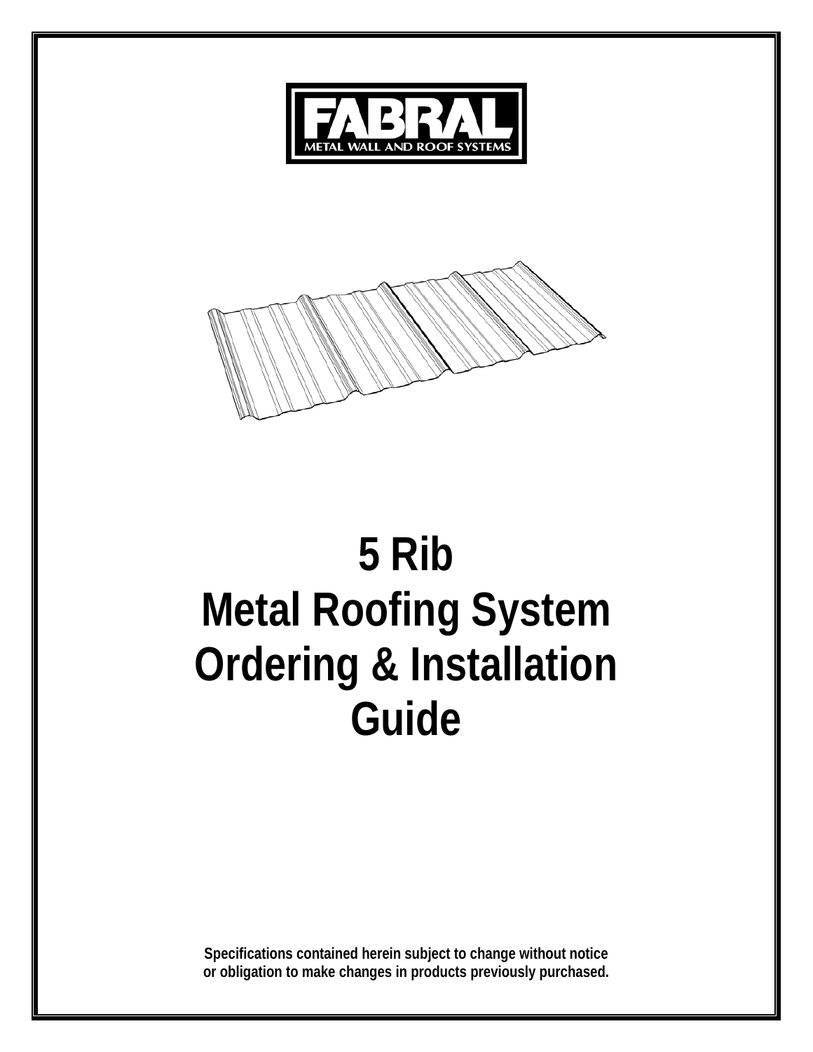FABRAL

METAL WALL AND ROOF SYSTEMS

# 5 Rib
# Metal Roofing System
# Ordering & Installation Guide

**Specifications contained herein subject to change without notice or obligation to make changes in products previously purchased.**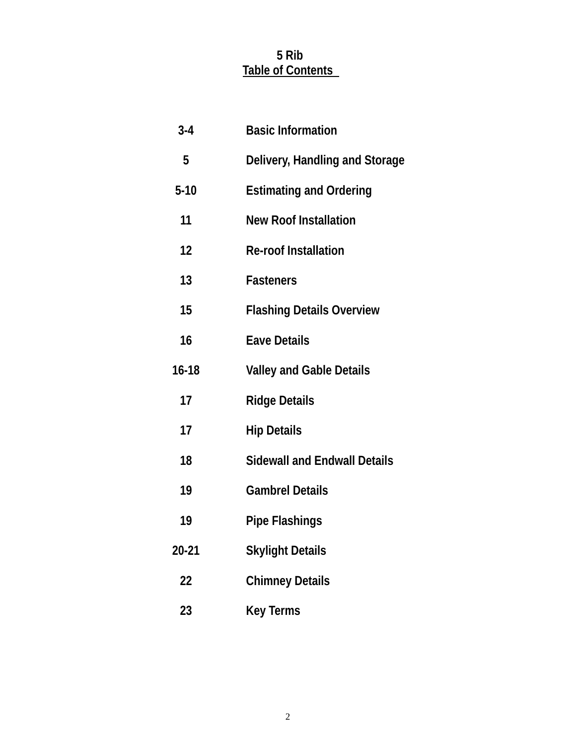# 5 Rib
## Table of Contents

| | |
|---|---|
| 3-4 | Basic Information |
| 5 | Delivery, Handling and Storage |
| 5-10 | Estimating and Ordering |
| 11 | New Roof Installation |
| 12 | Re-roof Installation |
| 13 | Fasteners |
| 15 | Flashing Details Overview |
| 16 | Eave Details |
| 16-18 | Valley and Gable Details |
| 17 | Ridge Details |
| 17 | Hip Details |
| 18 | Sidewall and Endwall Details |
| 19 | Gambrel Details |
| 19 | Pipe Flashings |
| 20-21 | Skylight Details |
| 22 | Chimney Details |
| 23 | Key Terms |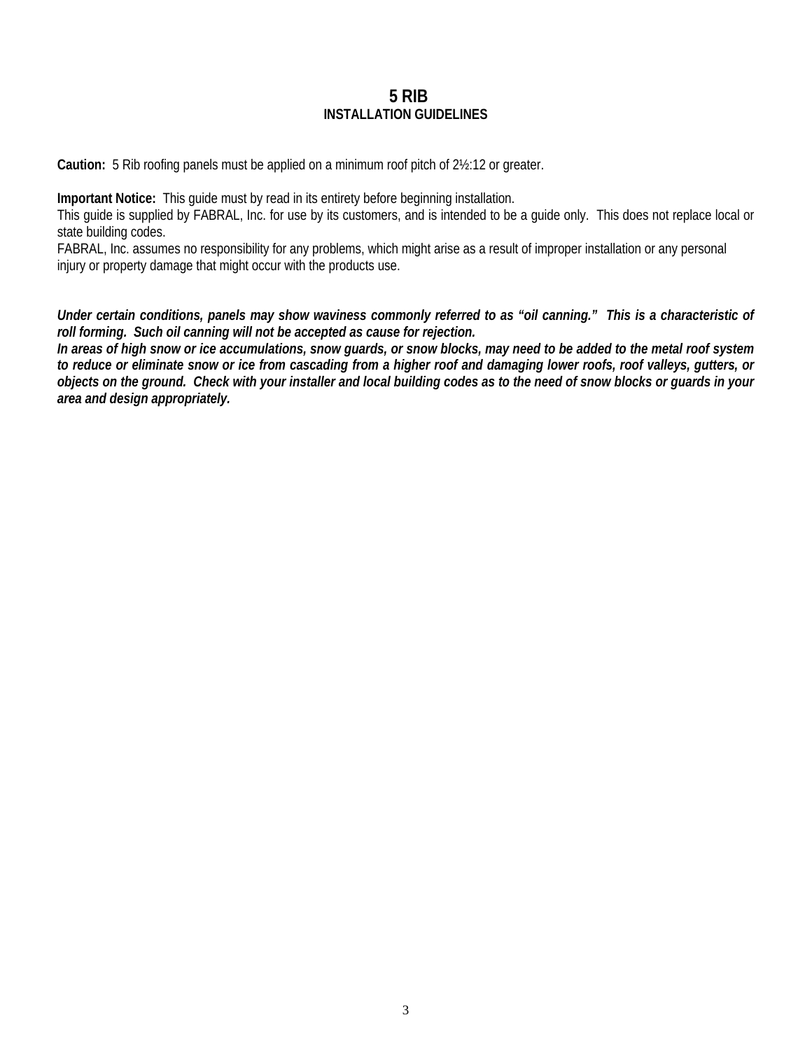# 5 RIB
## INSTALLATION GUIDELINES

**Caution:** 5 Rib roofing panels must be applied on a minimum roof pitch of 2½:12 or greater.

**Important Notice:** This guide must by read in its entirety before beginning installation.
This guide is supplied by FABRAL, Inc. for use by its customers, and is intended to be a guide only. This does not replace local or state building codes.
FABRAL, Inc. assumes no responsibility for any problems, which might arise as a result of improper installation or any personal injury or property damage that might occur with the products use.

***Under certain conditions, panels may show waviness commonly referred to as "oil canning." This is a characteristic of roll forming. Such oil canning will not be accepted as cause for rejection.***
***In areas of high snow or ice accumulations, snow guards, or snow blocks, may need to be added to the metal roof system to reduce or eliminate snow or ice from cascading from a higher roof and damaging lower roofs, roof valleys, gutters, or objects on the ground. Check with your installer and local building codes as to the need of snow blocks or guards in your area and design appropriately.***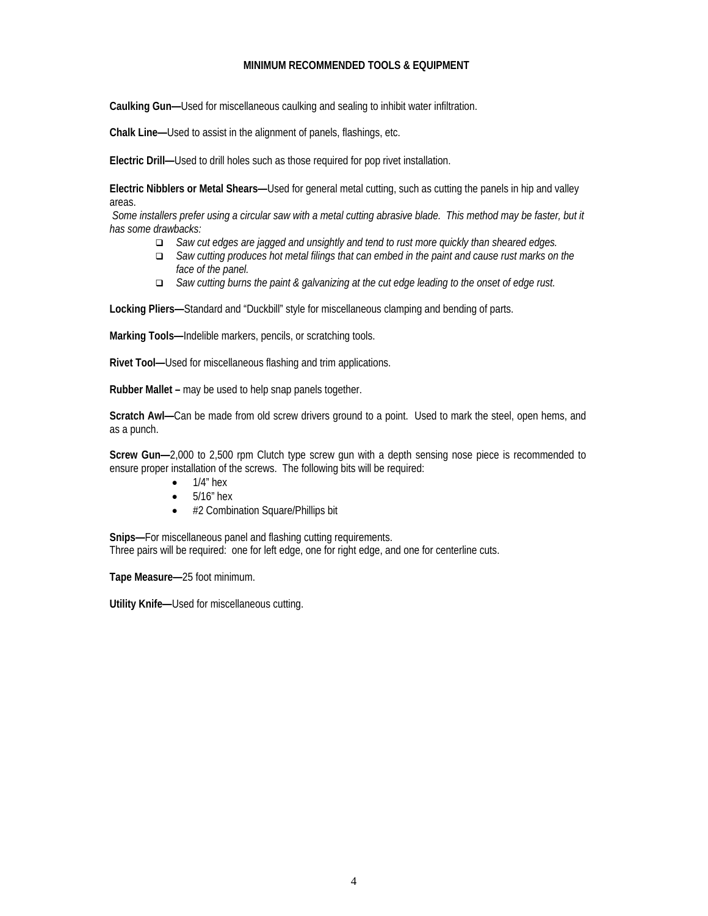## MINIMUM RECOMMENDED TOOLS & EQUIPMENT

**Caulking Gun—**Used for miscellaneous caulking and sealing to inhibit water infiltration.

**Chalk Line—**Used to assist in the alignment of panels, flashings, etc.

**Electric Drill—**Used to drill holes such as those required for pop rivet installation.

**Electric Nibblers or Metal Shears—**Used for general metal cutting, such as cutting the panels in hip and valley areas.

*Some installers prefer using a circular saw with a metal cutting abrasive blade. This method may be faster, but it has some drawbacks:*

- *Saw cut edges are jagged and unsightly and tend to rust more quickly than sheared edges.*
- *Saw cutting produces hot metal filings that can embed in the paint and cause rust marks on the face of the panel.*
- *Saw cutting burns the paint & galvanizing at the cut edge leading to the onset of edge rust.*

**Locking Pliers—**Standard and "Duckbill" style for miscellaneous clamping and bending of parts.

**Marking Tools—**Indelible markers, pencils, or scratching tools.

**Rivet Tool—**Used for miscellaneous flashing and trim applications.

**Rubber Mallet –** may be used to help snap panels together.

**Scratch Awl—**Can be made from old screw drivers ground to a point. Used to mark the steel, open hems, and as a punch.

**Screw Gun—**2,000 to 2,500 rpm Clutch type screw gun with a depth sensing nose piece is recommended to ensure proper installation of the screws. The following bits will be required:

- 1/4" hex
- 5/16" hex
- #2 Combination Square/Phillips bit

**Snips—**For miscellaneous panel and flashing cutting requirements.
Three pairs will be required: one for left edge, one for right edge, and one for centerline cuts.

**Tape Measure—**25 foot minimum.

**Utility Knife—**Used for miscellaneous cutting.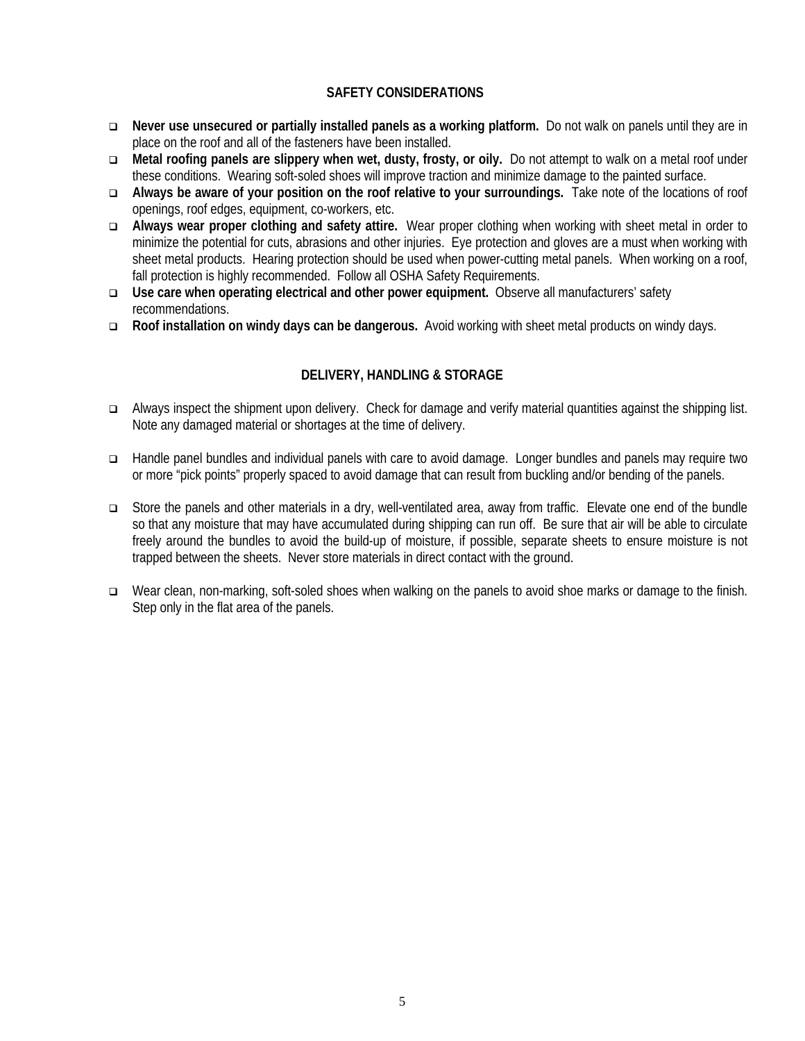## SAFETY CONSIDERATIONS

- **Never use unsecured or partially installed panels as a working platform.** Do not walk on panels until they are in place on the roof and all of the fasteners have been installed.
- **Metal roofing panels are slippery when wet, dusty, frosty, or oily.** Do not attempt to walk on a metal roof under these conditions. Wearing soft-soled shoes will improve traction and minimize damage to the painted surface.
- **Always be aware of your position on the roof relative to your surroundings.** Take note of the locations of roof openings, roof edges, equipment, co-workers, etc.
- **Always wear proper clothing and safety attire.** Wear proper clothing when working with sheet metal in order to minimize the potential for cuts, abrasions and other injuries. Eye protection and gloves are a must when working with sheet metal products. Hearing protection should be used when power-cutting metal panels. When working on a roof, fall protection is highly recommended. Follow all OSHA Safety Requirements.
- **Use care when operating electrical and other power equipment.** Observe all manufacturers' safety recommendations.
- **Roof installation on windy days can be dangerous.** Avoid working with sheet metal products on windy days.

## DELIVERY, HANDLING & STORAGE

- Always inspect the shipment upon delivery. Check for damage and verify material quantities against the shipping list. Note any damaged material or shortages at the time of delivery.

- Handle panel bundles and individual panels with care to avoid damage. Longer bundles and panels may require two or more "pick points" properly spaced to avoid damage that can result from buckling and/or bending of the panels.

- Store the panels and other materials in a dry, well-ventilated area, away from traffic. Elevate one end of the bundle so that any moisture that may have accumulated during shipping can run off. Be sure that air will be able to circulate freely around the bundles to avoid the build-up of moisture, if possible, separate sheets to ensure moisture is not trapped between the sheets. Never store materials in direct contact with the ground.

- Wear clean, non-marking, soft-soled shoes when walking on the panels to avoid shoe marks or damage to the finish. Step only in the flat area of the panels.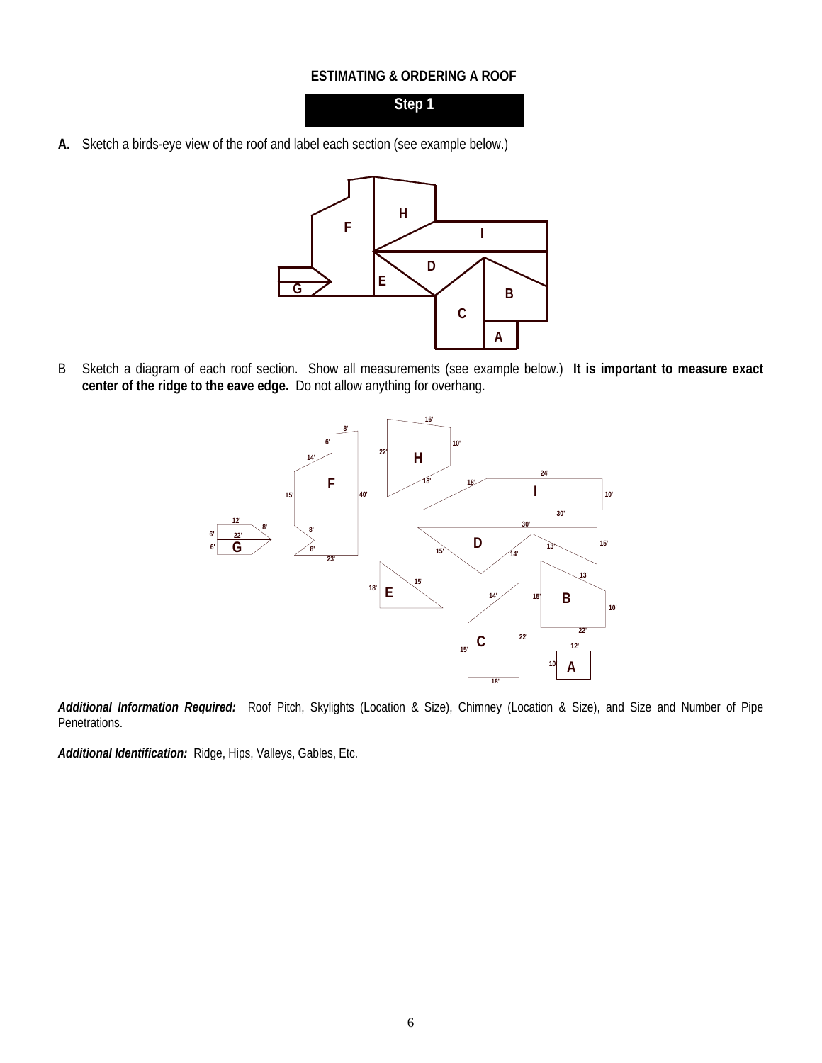# ESTIMATING & ORDERING A ROOF

## Step 1

**A.** Sketch a birds-eye view of the roof and label each section (see example below.)

B Sketch a diagram of each roof section. Show all measurements (see example below.) **It is important to measure exact center of the ridge to the eave edge.** Do not allow anything for overhang.

***Additional Information Required:*** Roof Pitch, Skylights (Location & Size), Chimney (Location & Size), and Size and Number of Pipe Penetrations.

***Additional Identification:*** Ridge, Hips, Valleys, Gables, Etc.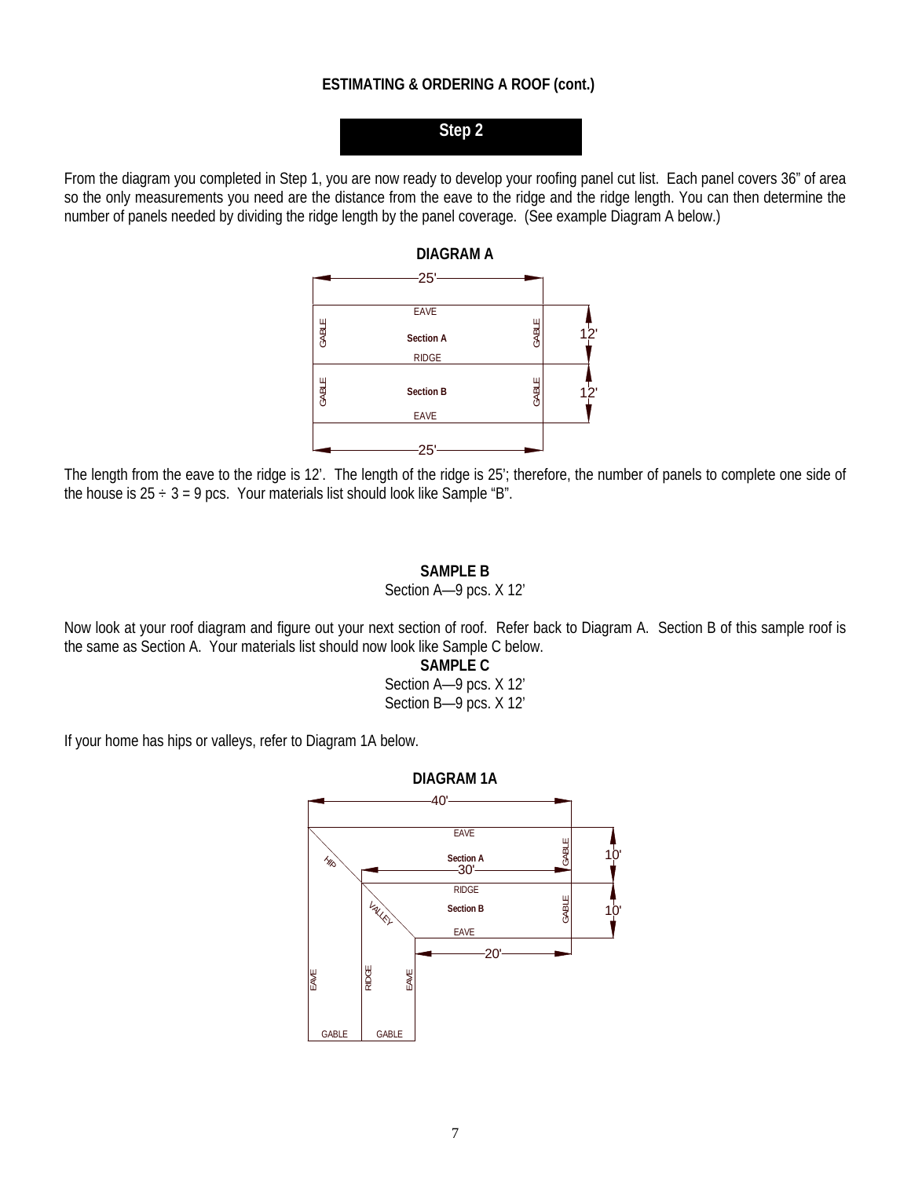## ESTIMATING & ORDERING A ROOF (cont.)

### Step 2

From the diagram you completed in Step 1, you are now ready to develop your roofing panel cut list. Each panel covers 36" of area so the only measurements you need are the distance from the eave to the ridge and the ridge length. You can then determine the number of panels needed by dividing the ridge length by the panel coverage. (See example Diagram A below.)

**DIAGRAM A**

The length from the eave to the ridge is 12'. The length of the ridge is 25'; therefore, the number of panels to complete one side of the house is 25 ÷ 3 = 9 pcs. Your materials list should look like Sample "B".

**SAMPLE B**

Section A—9 pcs. X 12'

Now look at your roof diagram and figure out your next section of roof. Refer back to Diagram A. Section B of this sample roof is the same as Section A. Your materials list should now look like Sample C below.

**SAMPLE C**

Section A—9 pcs. X 12'
Section B—9 pcs. X 12'

If your home has hips or valleys, refer to Diagram 1A below.

**DIAGRAM 1A**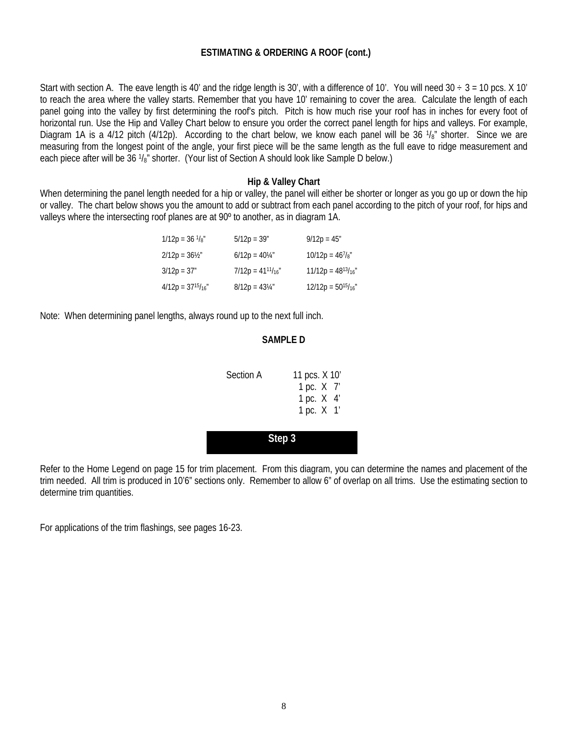## ESTIMATING & ORDERING A ROOF (cont.)

Start with section A. The eave length is 40' and the ridge length is 30', with a difference of 10'. You will need 30 ÷ 3 = 10 pcs. X 10' to reach the area where the valley starts. Remember that you have 10' remaining to cover the area. Calculate the length of each panel going into the valley by first determining the roof's pitch. Pitch is how much rise your roof has in inches for every foot of horizontal run. Use the Hip and Valley Chart below to ensure you order the correct panel length for hips and valleys. For example, Diagram 1A is a 4/12 pitch (4/12p). According to the chart below, we know each panel will be 36 1/8" shorter. Since we are measuring from the longest point of the angle, your first piece will be the same length as the full eave to ridge measurement and each piece after will be 36 1/8" shorter. (Your list of Section A should look like Sample D below.)

### Hip & Valley Chart

When determining the panel length needed for a hip or valley, the panel will either be shorter or longer as you go up or down the hip or valley. The chart below shows you the amount to add or subtract from each panel according to the pitch of your roof, for hips and valleys where the intersecting roof planes are at 90º to another, as in diagram 1A.

| | | |
|---|---|---|
| 1/12p = 36 1/8" | 5/12p = 39" | 9/12p = 45" |
| 2/12p = 36½" | 6/12p = 40¼" | 10/12p = 46 7/8" |
| 3/12p = 37" | 7/12p = 41 11/16" | 11/12p = 48 13/16" |
| 4/12p = 37 15/16" | 8/12p = 43¼" | 12/12p = 50 15/16" |

Note: When determining panel lengths, always round up to the next full inch.

### SAMPLE D

| | |
|---|---|
| Section A | 11 pcs. X 10' |
| | 1 pc. X 7' |
| | 1 pc. X 4' |
| | 1 pc. X 1' |

## Step 3

Refer to the Home Legend on page 15 for trim placement. From this diagram, you can determine the names and placement of the trim needed. All trim is produced in 10'6" sections only. Remember to allow 6" of overlap on all trims. Use the estimating section to determine trim quantities.

For applications of the trim flashings, see pages 16-23.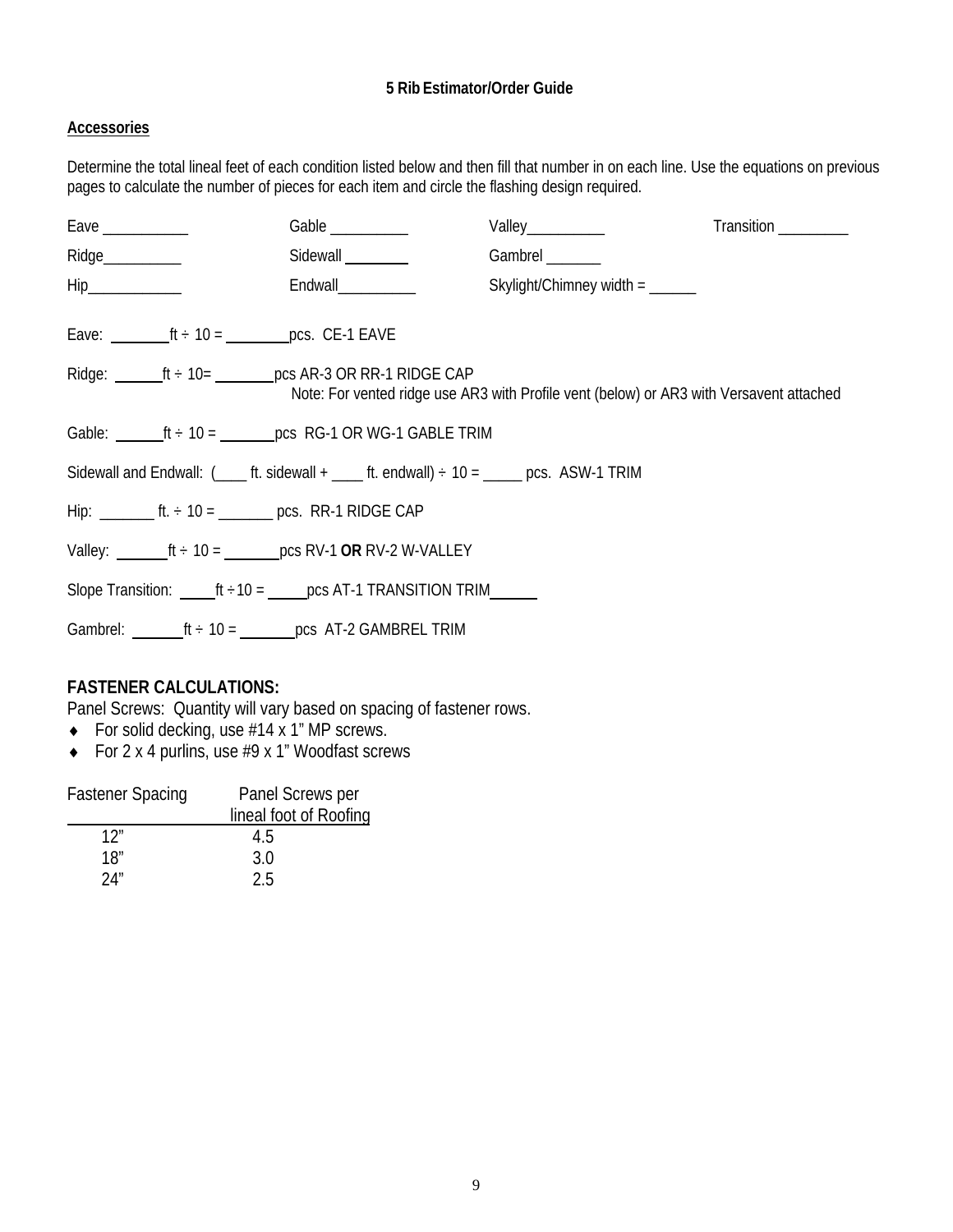# 5 Rib Estimator/Order Guide

## Accessories

Determine the total lineal feet of each condition listed below and then fill that number in on each line. Use the equations on previous pages to calculate the number of pieces for each item and circle the flashing design required.

Eave ___________ Gable __________ Valley__________ Transition _________

Ridge__________ Sidewall ________ Gambrel _______

Hip____________ Endwall__________ Skylight/Chimney width = ______

Eave: ________ft ÷ 10 = ________pcs. CE-1 EAVE

Ridge: ______ft ÷ 10= _______pcs AR-3 OR RR-1 RIDGE CAP

Note: For vented ridge use AR3 with Profile vent (below) or AR3 with Versavent attached

Gable: ______ft ÷ 10 = _______pcs RG-1 OR WG-1 GABLE TRIM

Sidewall and Endwall: (____ ft. sidewall + ____ ft. endwall) ÷ 10 = _____ pcs. ASW-1 TRIM

Hip: _______ ft. ÷ 10 = _______ pcs. RR-1 RIDGE CAP

Valley: ______ft ÷ 10 = _______pcs RV-1 **OR** RV-2 W-VALLEY

Slope Transition: _____ft ÷10 = _____pcs AT-1 TRANSITION TRIM______

Gambrel: ______ft ÷ 10 = _______pcs AT-2 GAMBREL TRIM

## FASTENER CALCULATIONS:

Panel Screws: Quantity will vary based on spacing of fastener rows.

- For solid decking, use #14 x 1" MP screws.
- For 2 x 4 purlins, use #9 x 1" Woodfast screws

| Fastener Spacing | Panel Screws per lineal foot of Roofing |
|---|---|
| 12" | 4.5 |
| 18" | 3.0 |
| 24" | 2.5 |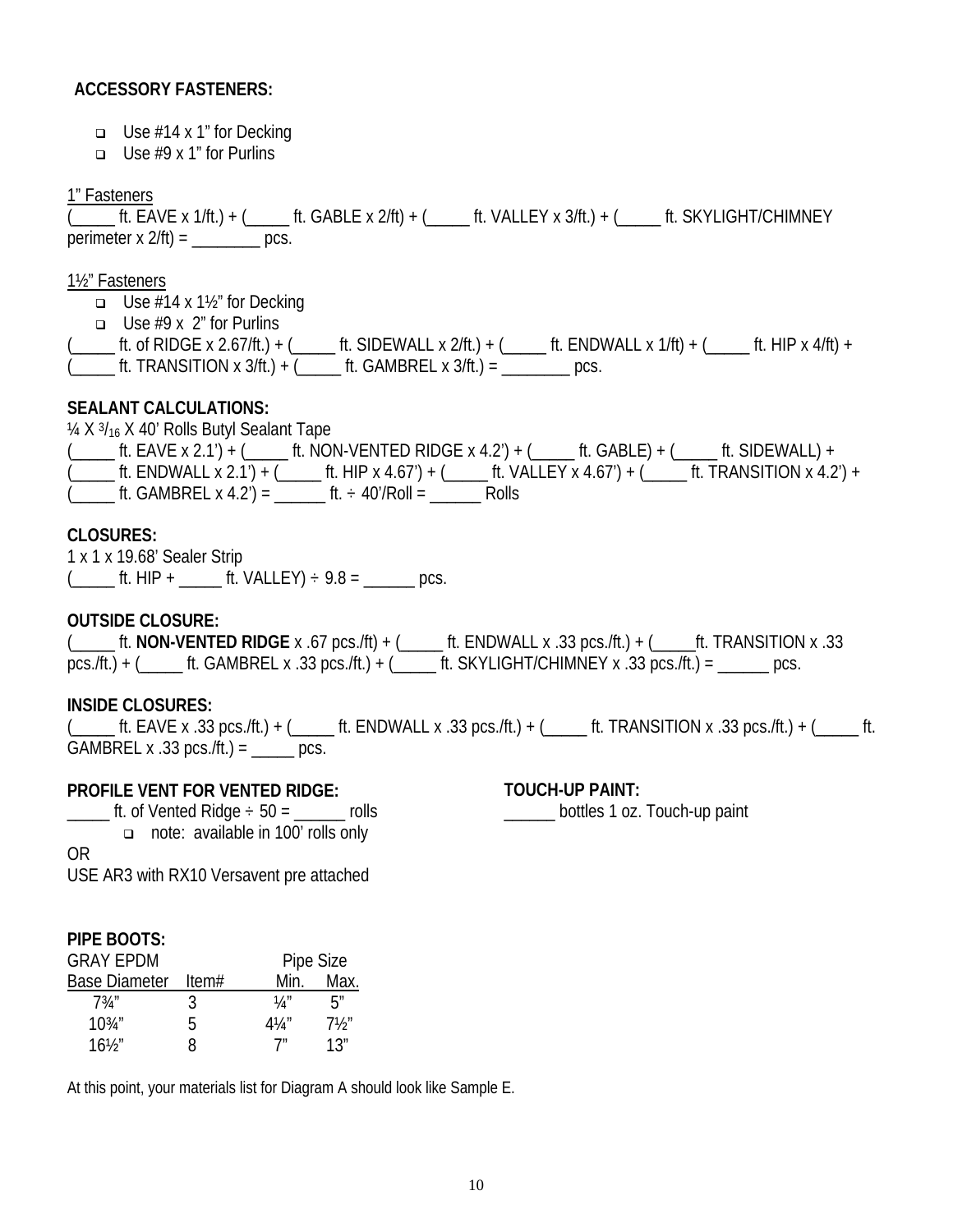## ACCESSORY FASTENERS:

- Use #14 x 1" for Decking
- Use #9 x 1" for Purlins

1" Fasteners

(_____ ft. EAVE x 1/ft.) + (_____ ft. GABLE x 2/ft) + (_____ ft. VALLEY x 3/ft.) + (_____ ft. SKYLIGHT/CHIMNEY perimeter x 2/ft) = ________ pcs.

1½" Fasteners

- Use #14 x 1½" for Decking
- Use #9 x  2" for Purlins

(_____ ft. of RIDGE x 2.67/ft.) + (_____ ft. SIDEWALL x 2/ft.) + (_____ ft. ENDWALL x 1/ft) + (_____ ft. HIP x 4/ft) + (_____ ft. TRANSITION x 3/ft.) + (_____ ft. GAMBREL x 3/ft.) = ________ pcs.

## SEALANT CALCULATIONS:

¼ X 3/16 X 40' Rolls Butyl Sealant Tape

(_____ ft. EAVE x 2.1') + (_____ ft. NON-VENTED RIDGE x 4.2') + (_____ ft. GABLE) + (_____ ft. SIDEWALL) + (_____ ft. ENDWALL x 2.1') + (_____ ft. HIP x 4.67') + (_____ ft. VALLEY x 4.67') + (_____ ft. TRANSITION x 4.2') + (_____ ft. GAMBREL x 4.2') = ______ ft. ÷ 40'/Roll = ______ Rolls

## CLOSURES:

1 x 1 x 19.68' Sealer Strip

(_____ ft. HIP + _____ ft. VALLEY) ÷ 9.8 = ______ pcs.

## OUTSIDE CLOSURE:

(_____ ft. **NON-VENTED RIDGE** x .67 pcs./ft) + (_____ ft. ENDWALL x .33 pcs./ft.) + (_____ft. TRANSITION x .33 pcs./ft.) + (_____ ft. GAMBREL x .33 pcs./ft.) + (_____ ft. SKYLIGHT/CHIMNEY x .33 pcs./ft.) = ______ pcs.

## INSIDE CLOSURES:

(_____ ft. EAVE x .33 pcs./ft.) + (_____ ft. ENDWALL x .33 pcs./ft.) + (_____ ft. TRANSITION x .33 pcs./ft.) + (_____ ft. GAMBREL x .33 pcs./ft.) = _____ pcs.

## PROFILE VENT FOR VENTED RIDGE:

_____ ft. of Vented Ridge ÷ 50 = ______ rolls

- note: available in 100' rolls only

OR

USE AR3 with RX10 Versavent pre attached

## TOUCH-UP PAINT:

______ bottles 1 oz. Touch-up paint

## PIPE BOOTS:

GRAY EPDM

| Base Diameter | Item# | Pipe Size Min. | Pipe Size Max. |
|---|---|---|---|
| 7¾" | 3 | ¼" | 5" |
| 10¾" | 5 | 4¼" | 7½" |
| 16½" | 8 | 7" | 13" |

At this point, your materials list for Diagram A should look like Sample E.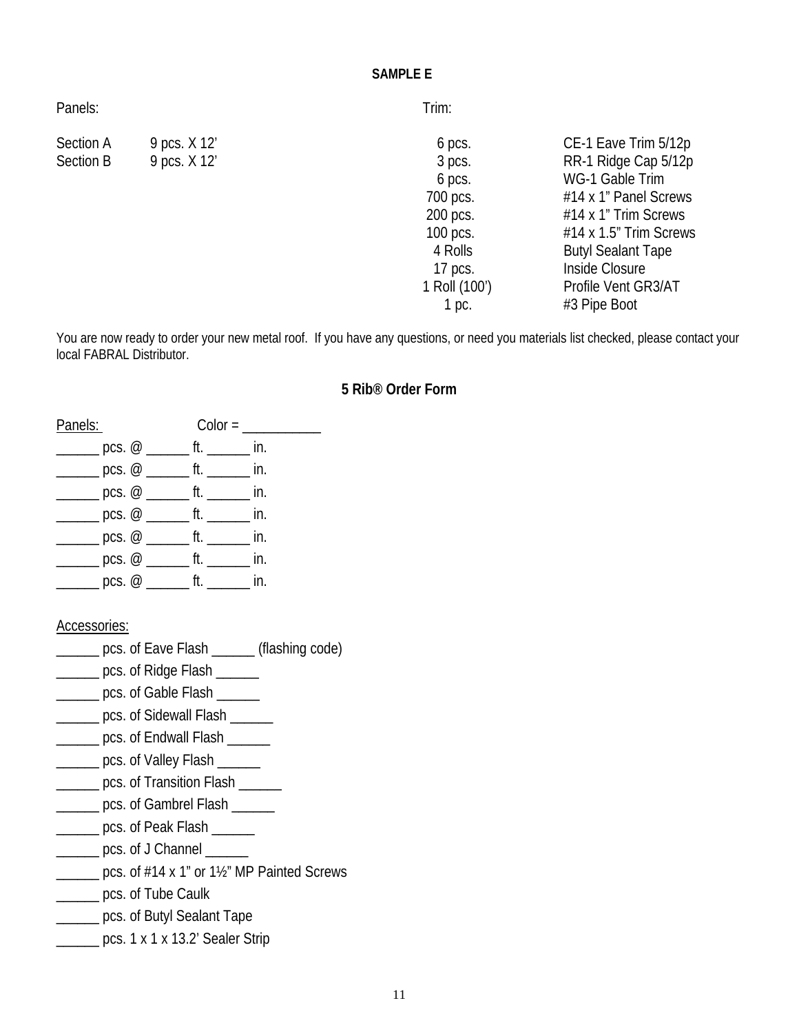**SAMPLE E**

Panels:

| Section | Quantity |
|---|---|
| Section A | 9 pcs. X 12’ |
| Section B | 9 pcs. X 12’ |

Trim:

| Quantity | Item |
|---|---|
| 6 pcs. | CE-1 Eave Trim 5/12p |
| 3 pcs. | RR-1 Ridge Cap 5/12p |
| 6 pcs. | WG-1 Gable Trim |
| 700 pcs. | #14 x 1” Panel Screws |
| 200 pcs. | #14 x 1” Trim Screws |
| 100 pcs. | #14 x 1.5” Trim Screws |
| 4 Rolls | Butyl Sealant Tape |
| 17 pcs. | Inside Closure |
| 1 Roll (100’) | Profile Vent GR3/AT |
| 1 pc. | #3 Pipe Boot |

You are now ready to order your new metal roof. If you have any questions, or need you materials list checked, please contact your local FABRAL Distributor.

## 5 Rib® Order Form

Panels: Color = ___________

______ pcs. @ ______ ft. ______ in.
______ pcs. @ ______ ft. ______ in.
______ pcs. @ ______ ft. ______ in.
______ pcs. @ ______ ft. ______ in.
______ pcs. @ ______ ft. ______ in.
______ pcs. @ ______ ft. ______ in.
______ pcs. @ ______ ft. ______ in.

Accessories:

______ pcs. of Eave Flash ______ (flashing code)
______ pcs. of Ridge Flash ______
______ pcs. of Gable Flash ______
______ pcs. of Sidewall Flash ______
______ pcs. of Endwall Flash ______
______ pcs. of Valley Flash ______
______ pcs. of Transition Flash ______
______ pcs. of Gambrel Flash ______
______ pcs. of Peak Flash ______
______ pcs. of J Channel ______
______ pcs. of #14 x 1” or 1½” MP Painted Screws
______ pcs. of Tube Caulk
______ pcs. of Butyl Sealant Tape
______ pcs. 1 x 1 x 13.2’ Sealer Strip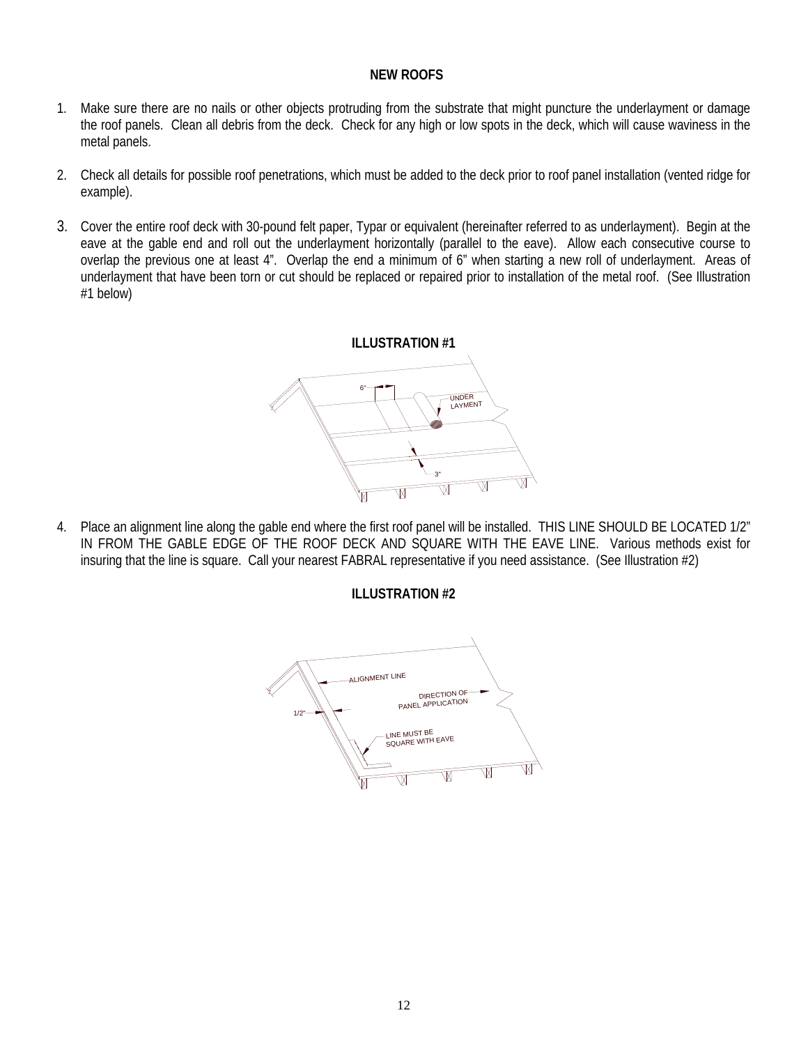## NEW ROOFS

1. Make sure there are no nails or other objects protruding from the substrate that might puncture the underlayment or damage the roof panels. Clean all debris from the deck. Check for any high or low spots in the deck, which will cause waviness in the metal panels.

2. Check all details for possible roof penetrations, which must be added to the deck prior to roof panel installation (vented ridge for example).

3. Cover the entire roof deck with 30-pound felt paper, Typar or equivalent (hereinafter referred to as underlayment). Begin at the eave at the gable end and roll out the underlayment horizontally (parallel to the eave). Allow each consecutive course to overlap the previous one at least 4". Overlap the end a minimum of 6" when starting a new roll of underlayment. Areas of underlayment that have been torn or cut should be replaced or repaired prior to installation of the metal roof. (See Illustration #1 below)

**ILLUSTRATION #1**

4. Place an alignment line along the gable end where the first roof panel will be installed. THIS LINE SHOULD BE LOCATED 1/2" IN FROM THE GABLE EDGE OF THE ROOF DECK AND SQUARE WITH THE EAVE LINE. Various methods exist for insuring that the line is square. Call your nearest FABRAL representative if you need assistance. (See Illustration #2)

**ILLUSTRATION #2**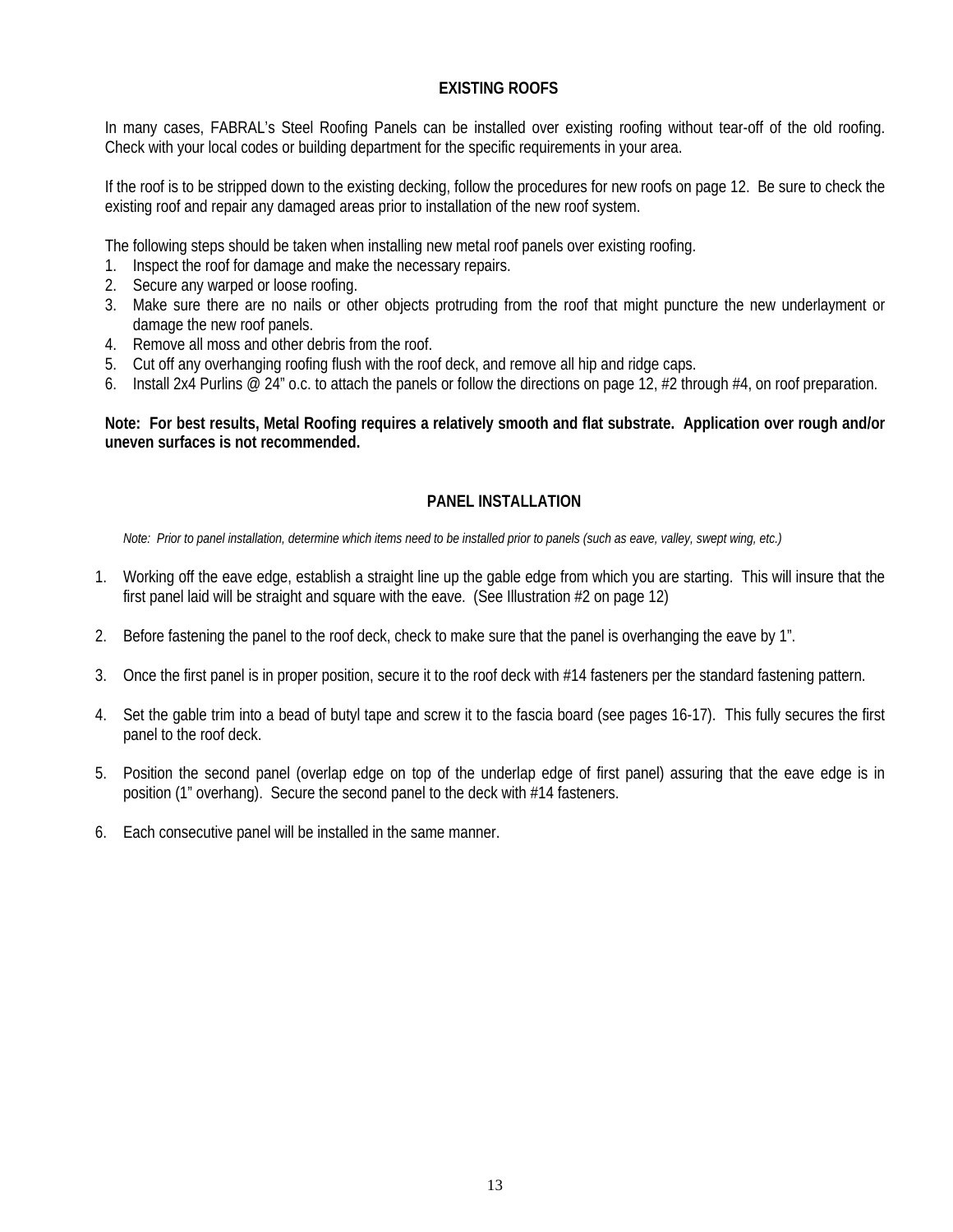## EXISTING ROOFS

In many cases, FABRAL's Steel Roofing Panels can be installed over existing roofing without tear-off of the old roofing. Check with your local codes or building department for the specific requirements in your area.

If the roof is to be stripped down to the existing decking, follow the procedures for new roofs on page 12. Be sure to check the existing roof and repair any damaged areas prior to installation of the new roof system.

The following steps should be taken when installing new metal roof panels over existing roofing.

1. Inspect the roof for damage and make the necessary repairs.
2. Secure any warped or loose roofing.
3. Make sure there are no nails or other objects protruding from the roof that might puncture the new underlayment or damage the new roof panels.
4. Remove all moss and other debris from the roof.
5. Cut off any overhanging roofing flush with the roof deck, and remove all hip and ridge caps.
6. Install 2x4 Purlins @ 24" o.c. to attach the panels or follow the directions on page 12, #2 through #4, on roof preparation.

**Note: For best results, Metal Roofing requires a relatively smooth and flat substrate. Application over rough and/or uneven surfaces is not recommended.**

## PANEL INSTALLATION

*Note: Prior to panel installation, determine which items need to be installed prior to panels (such as eave, valley, swept wing, etc.)*

1. Working off the eave edge, establish a straight line up the gable edge from which you are starting. This will insure that the first panel laid will be straight and square with the eave. (See Illustration #2 on page 12)

2. Before fastening the panel to the roof deck, check to make sure that the panel is overhanging the eave by 1".

3. Once the first panel is in proper position, secure it to the roof deck with #14 fasteners per the standard fastening pattern.

4. Set the gable trim into a bead of butyl tape and screw it to the fascia board (see pages 16-17). This fully secures the first panel to the roof deck.

5. Position the second panel (overlap edge on top of the underlap edge of first panel) assuring that the eave edge is in position (1" overhang). Secure the second panel to the deck with #14 fasteners.

6. Each consecutive panel will be installed in the same manner.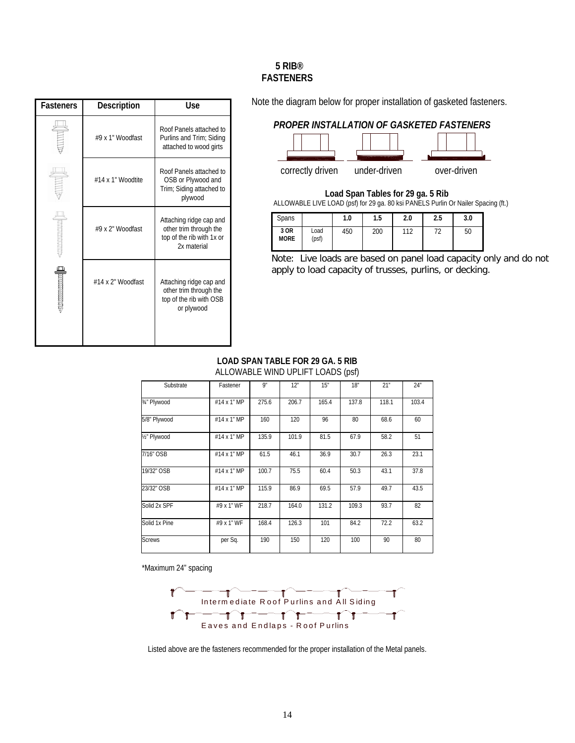# 5 RIB®
# FASTENERS

| Fasteners | Description | Use |
|---|---|---|
| | #9 x 1" Woodfast | Roof Panels attached to Purlins and Trim; Siding attached to wood girts |
| | #14 x 1" Woodtite | Roof Panels attached to OSB or Plywood and Trim; Siding attached to plywood |
| | #9 x 2" Woodfast | Attaching ridge cap and other trim through the top of the rib with 1x or 2x material |
| | #14 x 2" Woodfast | Attaching ridge cap and other trim through the top of the rib with OSB or plywood |

Note the diagram below for proper installation of gasketed fasteners.

***PROPER INSTALLATION OF GASKETED FASTENERS***

correctly driven    under-driven    over-driven

**Load Span Tables for 29 ga. 5 Rib**

ALLOWABLE LIVE LOAD (psf) for 29 ga. 80 ksi PANELS Purlin Or Nailer Spacing (ft.)

| Spans | | 1.0 | 1.5 | 2.0 | 2.5 | 3.0 |
|---|---|---|---|---|---|---|
| **3 OR MORE** | Load (psf) | 450 | 200 | 112 | 72 | 50 |

Note: Live loads are based on panel load capacity only and do not apply to load capacity of trusses, purlins, or decking.

**LOAD SPAN TABLE FOR 29 GA. 5 RIB**

ALLOWABLE WIND UPLIFT LOADS (psf)

| Substrate | Fastener | 9" | 12" | 15" | 18" | 21" | 24" |
|---|---|---|---|---|---|---|---|
| ¾" Plywood | #14 x 1" MP | 275.6 | 206.7 | 165.4 | 137.8 | 118.1 | 103.4 |
| 5/8" Plywood | #14 x 1" MP | 160 | 120 | 96 | 80 | 68.6 | 60 |
| ½" Plywood | #14 x 1" MP | 135.9 | 101.9 | 81.5 | 67.9 | 58.2 | 51 |
| 7/16" OSB | #14 x 1" MP | 61.5 | 46.1 | 36.9 | 30.7 | 26.3 | 23.1 |
| 19/32" OSB | #14 x 1" MP | 100.7 | 75.5 | 60.4 | 50.3 | 43.1 | 37.8 |
| 23/32" OSB | #14 x 1" MP | 115.9 | 86.9 | 69.5 | 57.9 | 49.7 | 43.5 |
| Solid 2x SPF | #9 x 1" WF | 218.7 | 164.0 | 131.2 | 109.3 | 93.7 | 82 |
| Solid 1x Pine | #9 x 1" WF | 168.4 | 126.3 | 101 | 84.2 | 72.2 | 63.2 |
| Screws | per Sq. | 190 | 150 | 120 | 100 | 90 | 80 |

*Maximum 24" spacing

Intermediate Roof Purlins and All Siding

Eaves and Endlaps - Roof Purlins

Listed above are the fasteners recommended for the proper installation of the Metal panels.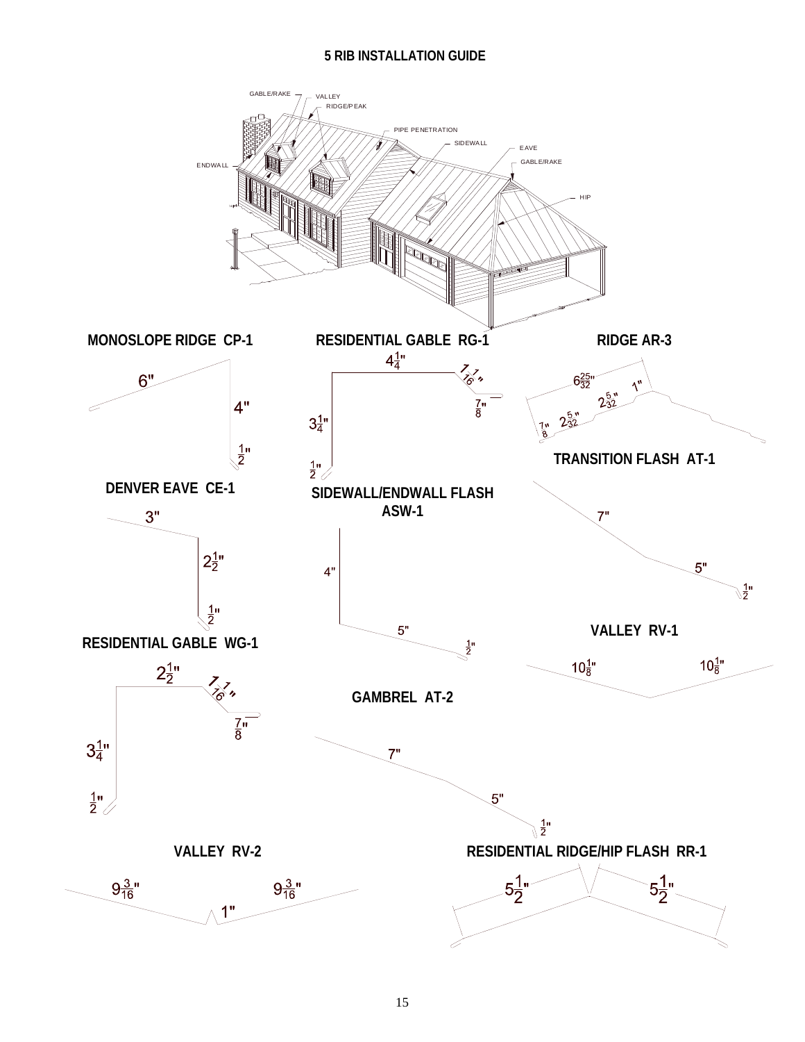# 5 RIB INSTALLATION GUIDE

GABLE/RAKE

VALLEY

RIDGE/PEAK

PIPE PENETRATION

SIDEWALL

EAVE

GABLE/RAKE

ENDWALL

HIP

**MONOSLOPE RIDGE CP-1**

6"

4"

$\frac{1}{2}$"

**RESIDENTIAL GABLE RG-1**

$4\frac{1}{4}$"

$1\frac{1}{16}$"

$\frac{7}{8}$"

$3\frac{1}{4}$"

$\frac{1}{2}$"

**RIDGE AR-3**

$6\frac{25}{32}$"

$2\frac{5}{32}$"

1"

$2\frac{5}{32}$"

$\frac{7}{8}$"

**TRANSITION FLASH AT-1**

7"

5"

$\frac{1}{2}$"

**DENVER EAVE CE-1**

3"

$2\frac{1}{2}$"

$\frac{1}{2}$"

**SIDEWALL/ENDWALL FLASH ASW-1**

4"

5"

$\frac{1}{2}$"

**VALLEY RV-1**

$10\frac{1}{8}$"

$10\frac{1}{8}$"

**RESIDENTIAL GABLE WG-1**

$2\frac{1}{2}$"

$1\frac{1}{16}$"

$\frac{7}{8}$"

$3\frac{1}{4}$"

$\frac{1}{2}$"

**GAMBREL AT-2**

7"

5"

$\frac{1}{2}$"

**VALLEY RV-2**

$9\frac{3}{16}$"

$9\frac{3}{16}$"

1"

**RESIDENTIAL RIDGE/HIP FLASH RR-1**

$5\frac{1}{2}$"

$5\frac{1}{2}$"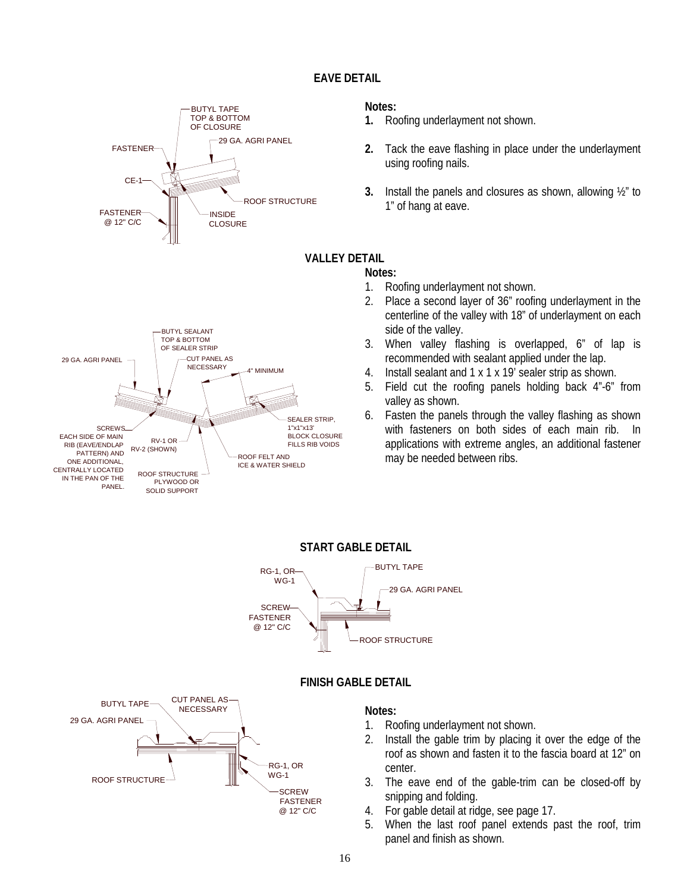## EAVE DETAIL

BUTYL TAPE TOP & BOTTOM OF CLOSURE

FASTENER

29 GA. AGRI PANEL

CE-1

ROOF STRUCTURE

FASTENER @ 12" C/C

INSIDE CLOSURE

**Notes:**

1. Roofing underlayment not shown.
2. Tack the eave flashing in place under the underlayment using roofing nails.
3. Install the panels and closures as shown, allowing ½" to 1" of hang at eave.

## VALLEY DETAIL

BUTYL SEALANT TOP & BOTTOM OF SEALER STRIP

29 GA. AGRI PANEL

CUT PANEL AS NECESSARY

4" MINIMUM

SEALER STRIP, 1"x1"x13' BLOCK CLOSURE FILLS RIB VOIDS

SCREWS EACH SIDE OF MAIN RIB (EAVE/ENDLAP PATTERN) AND ONE ADDITIONAL, CENTRALLY LOCATED IN THE PAN OF THE PANEL.

RV-1 OR RV-2 (SHOWN)

ROOF FELT AND ICE & WATER SHIELD

ROOF STRUCTURE PLYWOOD OR SOLID SUPPORT

**Notes:**

1. Roofing underlayment not shown.
2. Place a second layer of 36" roofing underlayment in the centerline of the valley with 18" of underlayment on each side of the valley.
3. When valley flashing is overlapped, 6" of lap is recommended with sealant applied under the lap.
4. Install sealant and 1 x 1 x 19' sealer strip as shown.
5. Field cut the roofing panels holding back 4"-6" from valley as shown.
6. Fasten the panels through the valley flashing as shown with fasteners on both sides of each main rib. In applications with extreme angles, an additional fastener may be needed between ribs.

## START GABLE DETAIL

RG-1, OR WG-1

BUTYL TAPE

29 GA. AGRI PANEL

SCREW FASTENER @ 12" C/C

ROOF STRUCTURE

## FINISH GABLE DETAIL

BUTYL TAPE

CUT PANEL AS NECESSARY

29 GA. AGRI PANEL

ROOF STRUCTURE

RG-1, OR WG-1

SCREW FASTENER @ 12" C/C

**Notes:**

1. Roofing underlayment not shown.
2. Install the gable trim by placing it over the edge of the roof as shown and fasten it to the fascia board at 12" on center.
3. The eave end of the gable-trim can be closed-off by snipping and folding.
4. For gable detail at ridge, see page 17.
5. When the last roof panel extends past the roof, trim panel and finish as shown.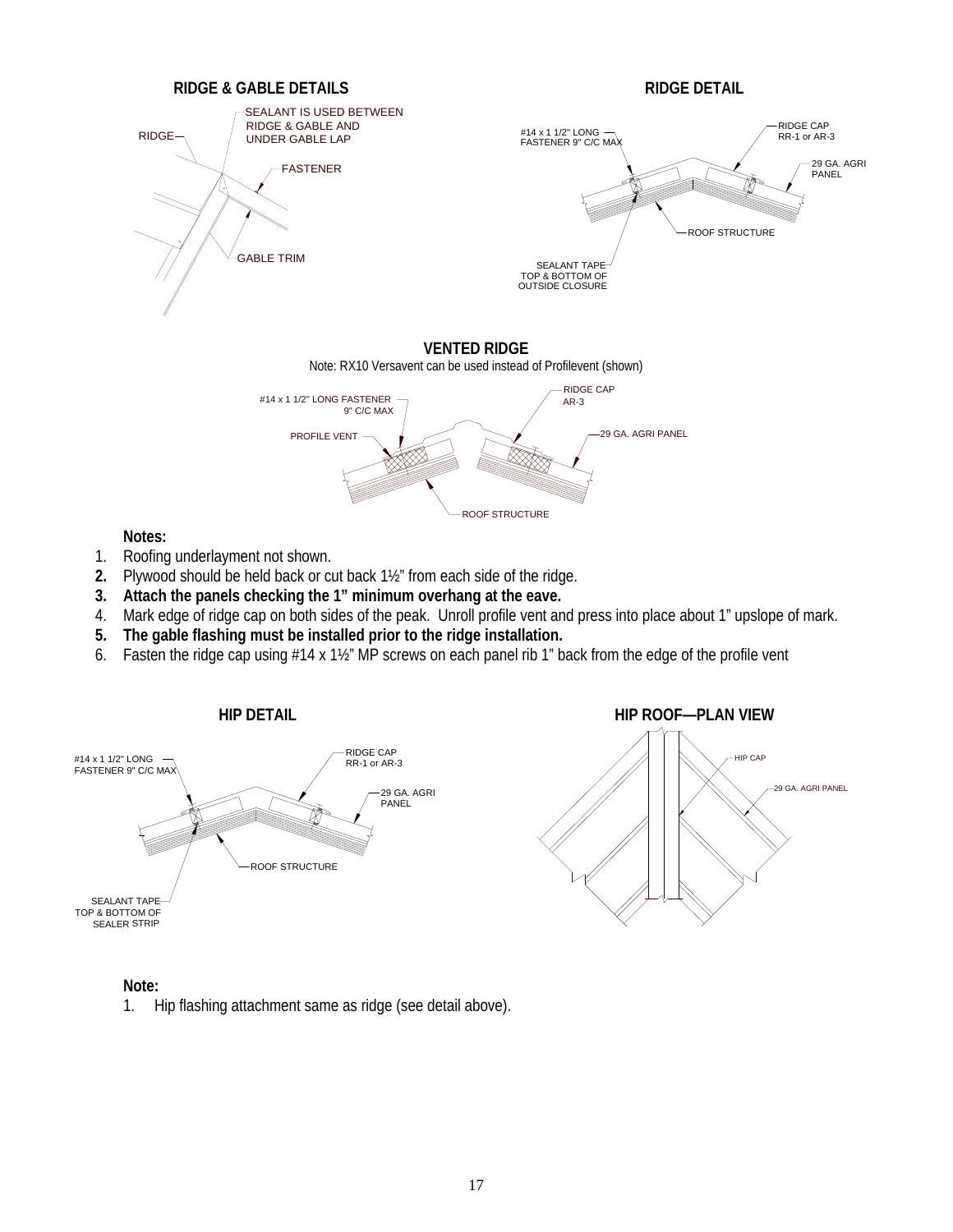## RIDGE & GABLE DETAILS

RIDGE

SEALANT IS USED BETWEEN RIDGE & GABLE AND UNDER GABLE LAP

FASTENER

GABLE TRIM

## RIDGE DETAIL

#14 x 1 1/2" LONG FASTENER 9" C/C MAX

RIDGE CAP RR-1 or AR-3

29 GA. AGRI PANEL

ROOF STRUCTURE

SEALANT TAPE TOP & BOTTOM OF OUTSIDE CLOSURE

## VENTED RIDGE

Note: RX10 Versavent can be used instead of Profilevent (shown)

#14 x 1 1/2" LONG FASTENER 9" C/C MAX

RIDGE CAP AR-3

PROFILE VENT

29 GA. AGRI PANEL

ROOF STRUCTURE

**Notes:**

1. Roofing underlayment not shown.
2. **Plywood should be held back or cut back 1½" from each side of the ridge.**
3. **Attach the panels checking the 1" minimum overhang at the eave.**
4. Mark edge of ridge cap on both sides of the peak. Unroll profile vent and press into place about 1" upslope of mark.
5. **The gable flashing must be installed prior to the ridge installation.**
6. Fasten the ridge cap using #14 x 1½" MP screws on each panel rib 1" back from the edge of the profile vent

## HIP DETAIL

#14 x 1 1/2" LONG FASTENER 9" C/C MAX

RIDGE CAP RR-1 or AR-3

29 GA. AGRI PANEL

ROOF STRUCTURE

SEALANT TAPE TOP & BOTTOM OF SEALER STRIP

## HIP ROOF—PLAN VIEW

HIP CAP

29 GA. AGRI PANEL

**Note:**

1. Hip flashing attachment same as ridge (see detail above).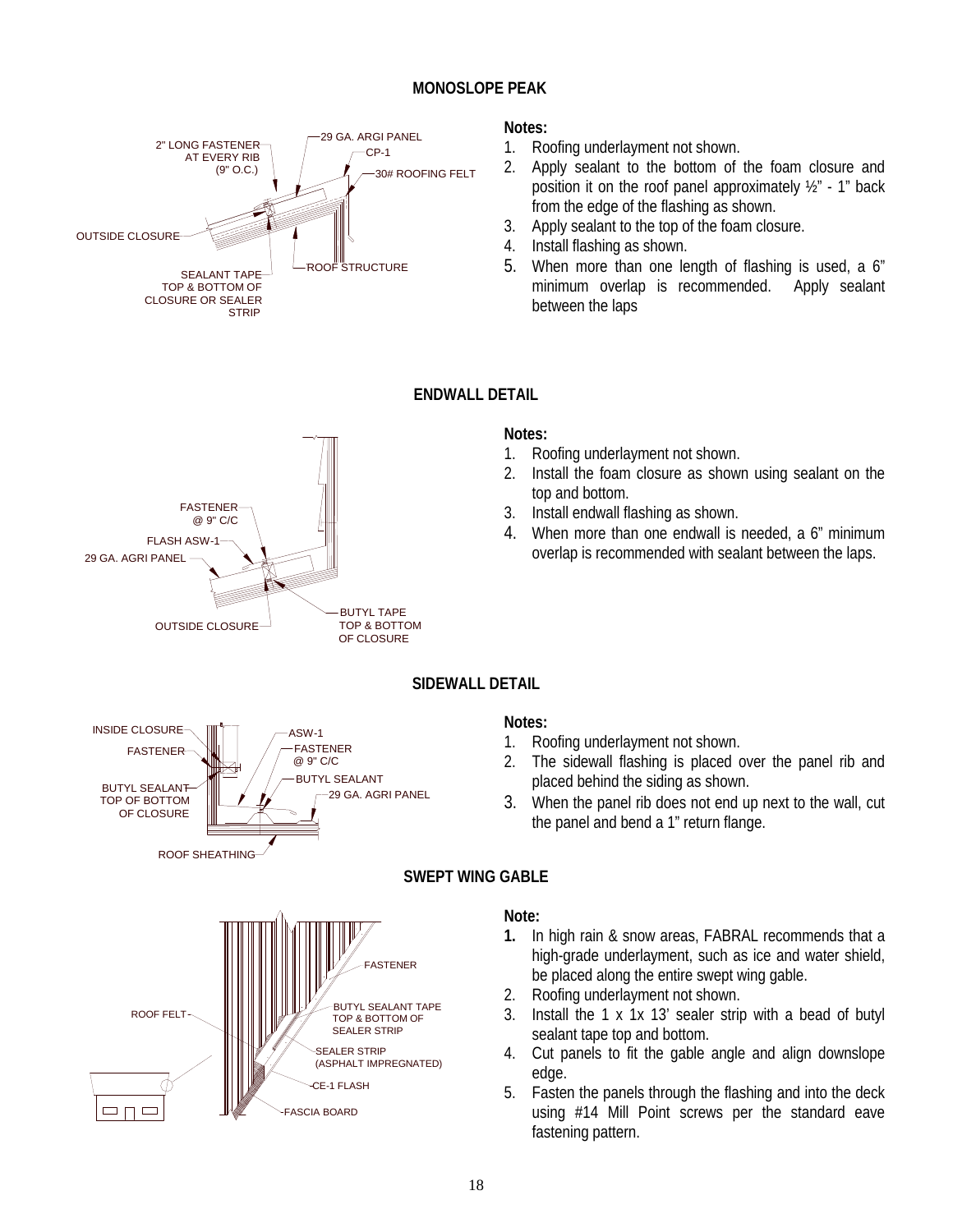## MONOSLOPE PEAK

2" LONG FASTENER AT EVERY RIB (9" O.C.)

29 GA. ARGI PANEL

CP-1

30# ROOFING FELT

OUTSIDE CLOSURE

SEALANT TAPE TOP & BOTTOM OF CLOSURE OR SEALER STRIP

ROOF STRUCTURE

**Notes:**

1. Roofing underlayment not shown.
2. Apply sealant to the bottom of the foam closure and position it on the roof panel approximately ½" - 1" back from the edge of the flashing as shown.
3. Apply sealant to the top of the foam closure.
4. Install flashing as shown.
5. When more than one length of flashing is used, a 6" minimum overlap is recommended. Apply sealant between the laps

## ENDWALL DETAIL

FASTENER @ 9" C/C

FLASH ASW-1

29 GA. AGRI PANEL

OUTSIDE CLOSURE

BUTYL TAPE TOP & BOTTOM OF CLOSURE

**Notes:**

1. Roofing underlayment not shown.
2. Install the foam closure as shown using sealant on the top and bottom.
3. Install endwall flashing as shown.
4. When more than one endwall is needed, a 6" minimum overlap is recommended with sealant between the laps.

## SIDEWALL DETAIL

INSIDE CLOSURE

FASTENER

BUTYL SEALANT TOP OF BOTTOM OF CLOSURE

ASW-1

FASTENER @ 9" C/C

BUTYL SEALANT

29 GA. AGRI PANEL

ROOF SHEATHING

**Notes:**

1. Roofing underlayment not shown.
2. The sidewall flashing is placed over the panel rib and placed behind the siding as shown.
3. When the panel rib does not end up next to the wall, cut the panel and bend a 1" return flange.

## SWEPT WING GABLE

FASTENER

ROOF FELT

BUTYL SEALANT TAPE TOP & BOTTOM OF SEALER STRIP

SEALER STRIP (ASPHALT IMPREGNATED)

CE-1 FLASH

FASCIA BOARD

**Note:**

1. In high rain & snow areas, FABRAL recommends that a high-grade underlayment, such as ice and water shield, be placed along the entire swept wing gable.
2. Roofing underlayment not shown.
3. Install the 1 x 1x 13' sealer strip with a bead of butyl sealant tape top and bottom.
4. Cut panels to fit the gable angle and align downslope edge.
5. Fasten the panels through the flashing and into the deck using #14 Mill Point screws per the standard eave fastening pattern.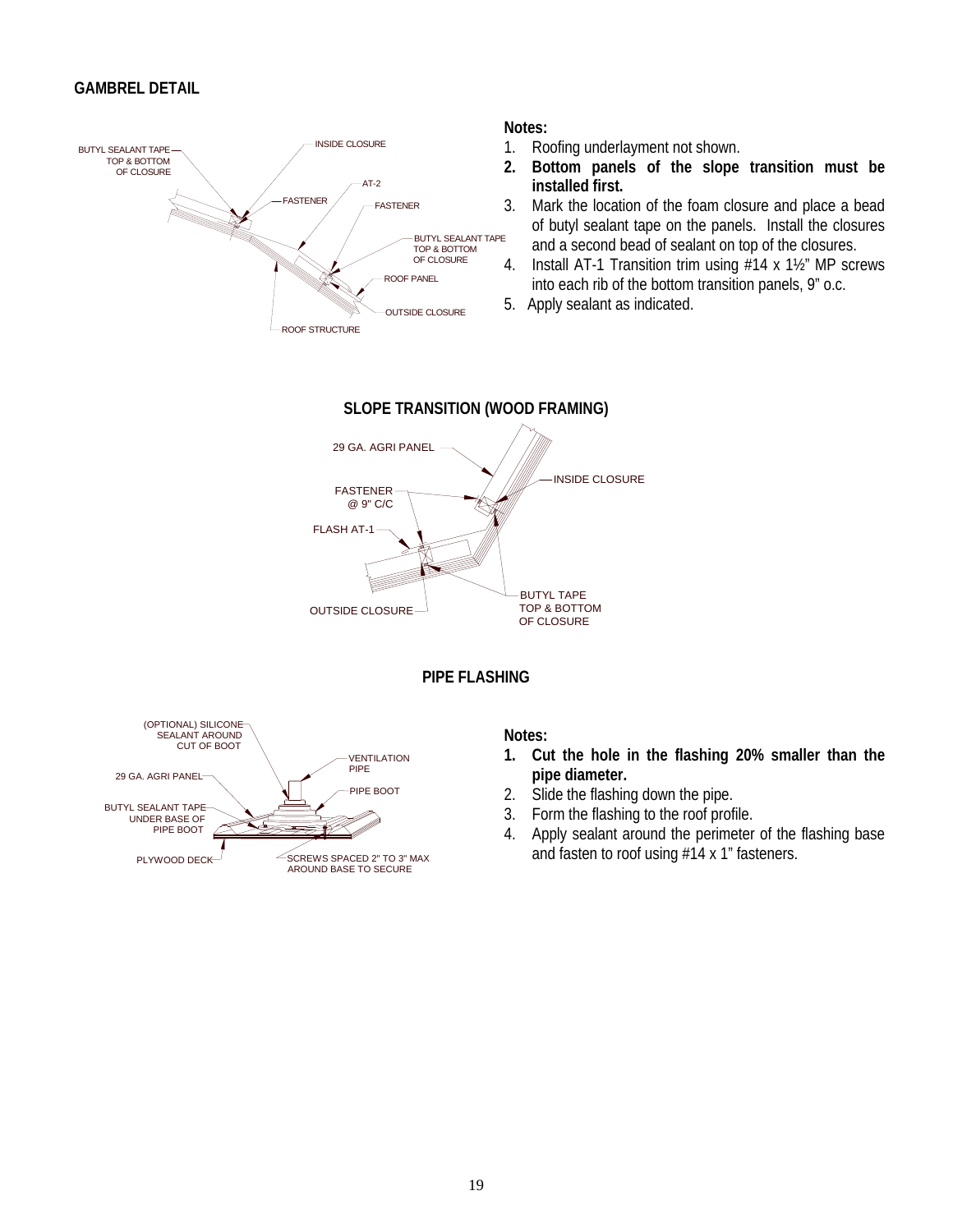## GAMBREL DETAIL

BUTYL SEALANT TAPE TOP & BOTTOM OF CLOSURE

INSIDE CLOSURE

AT-2

FASTENER

FASTENER

BUTYL SEALANT TAPE TOP & BOTTOM OF CLOSURE

ROOF PANEL

OUTSIDE CLOSURE

ROOF STRUCTURE

**Notes:**

1. Roofing underlayment not shown.
2. **Bottom panels of the slope transition must be installed first.**
3. Mark the location of the foam closure and place a bead of butyl sealant tape on the panels. Install the closures and a second bead of sealant on top of the closures.
4. Install AT-1 Transition trim using #14 x 1½" MP screws into each rib of the bottom transition panels, 9" o.c.
5. Apply sealant as indicated.

## SLOPE TRANSITION (WOOD FRAMING)

29 GA. AGRI PANEL

INSIDE CLOSURE

FASTENER @ 9" C/C

FLASH AT-1

OUTSIDE CLOSURE

BUTYL TAPE TOP & BOTTOM OF CLOSURE

## PIPE FLASHING

(OPTIONAL) SILICONE SEALANT AROUND CUT OF BOOT

VENTILATION PIPE

29 GA. AGRI PANEL

PIPE BOOT

BUTYL SEALANT TAPE UNDER BASE OF PIPE BOOT

PLYWOOD DECK

SCREWS SPACED 2" TO 3" MAX AROUND BASE TO SECURE

**Notes:**

1. **Cut the hole in the flashing 20% smaller than the pipe diameter.**
2. Slide the flashing down the pipe.
3. Form the flashing to the roof profile.
4. Apply sealant around the perimeter of the flashing base and fasten to roof using #14 x 1" fasteners.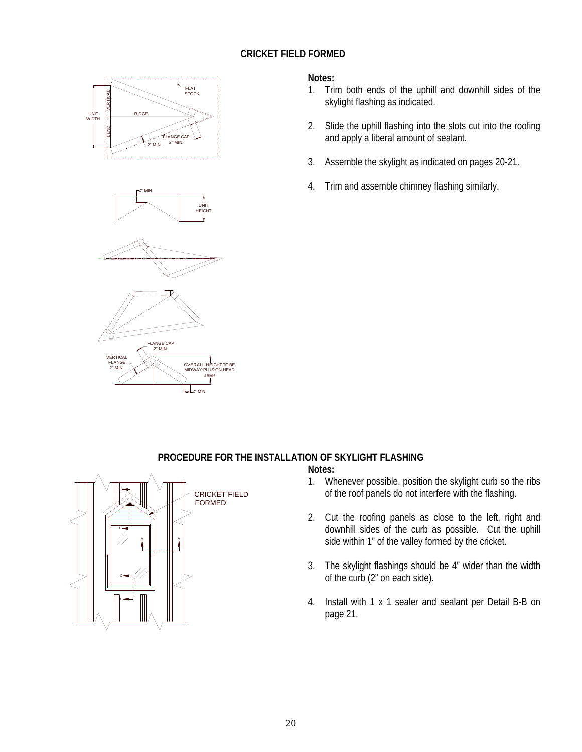## CRICKET FIELD FORMED

**Notes:**

1. Trim both ends of the uphill and downhill sides of the skylight flashing as indicated.
2. Slide the uphill flashing into the slots cut into the roofing and apply a liberal amount of sealant.
3. Assemble the skylight as indicated on pages 20-21.
4. Trim and assemble chimney flashing similarly.

## PROCEDURE FOR THE INSTALLATION OF SKYLIGHT FLASHING

**Notes:**

1. Whenever possible, position the skylight curb so the ribs of the roof panels do not interfere with the flashing.
2. Cut the roofing panels as close to the left, right and downhill sides of the curb as possible. Cut the uphill side within 1" of the valley formed by the cricket.
3. The skylight flashings should be 4" wider than the width of the curb (2" on each side).
4. Install with 1 x 1 sealer and sealant per Detail B-B on page 21.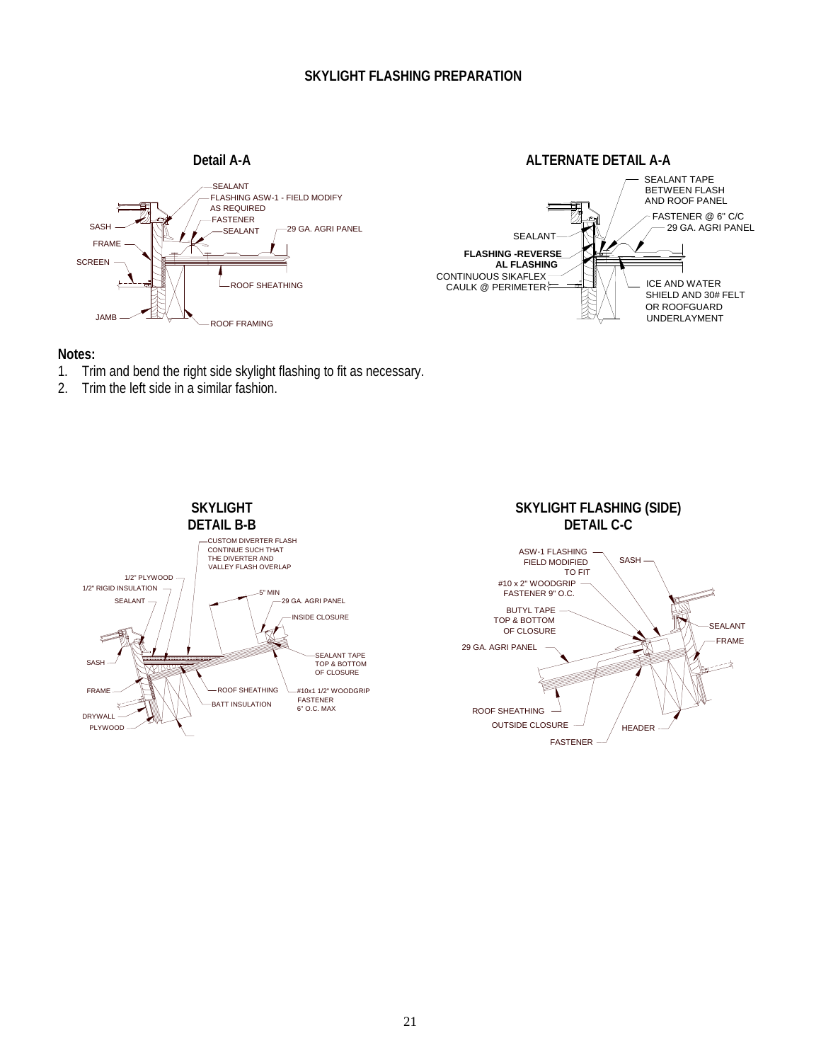# SKYLIGHT FLASHING PREPARATION

## Detail A-A

SEALANT
FLASHING ASW-1 - FIELD MODIFY AS REQUIRED
FASTENER
SEALANT
29 GA. AGRI PANEL
SASH
FRAME
SCREEN
ROOF SHEATHING
JAMB
ROOF FRAMING

## ALTERNATE DETAIL A-A

SEALANT TAPE BETWEEN FLASH AND ROOF PANEL
FASTENER @ 6" C/C
29 GA. AGRI PANEL
SEALANT
**FLASHING -REVERSEAL FLASHING**
CONTINUOUS SIKAFLEX CAULK @ PERIMETER
ICE AND WATER SHIELD AND 30# FELT OR ROOFGUARD UNDERLAYMENT

**Notes:**

1. Trim and bend the right side skylight flashing to fit as necessary.
2. Trim the left side in a similar fashion.

## SKYLIGHT DETAIL B-B

CUSTOM DIVERTER FLASH CONTINUE SUCH THAT THE DIVERTER AND VALLEY FLASH OVERLAP
1/2" PLYWOOD
1/2" RIGID INSULATION
SEALANT
5" MIN
29 GA. AGRI PANEL
INSIDE CLOSURE
SASH
SEALANT TAPE TOP & BOTTOM OF CLOSURE
FRAME
ROOF SHEATHING
#10x1 1/2" WOODGRIP FASTENER 6" O.C. MAX
BATT INSULATION
DRYWALL
PLYWOOD

## SKYLIGHT FLASHING (SIDE) DETAIL C-C

ASW-1 FLASHING FIELD MODIFIED TO FIT
SASH
#10 x 2" WOODGRIP FASTENER 9" O.C.
BUTYL TAPE TOP & BOTTOM OF CLOSURE
SEALANT
FRAME
29 GA. AGRI PANEL
ROOF SHEATHING
OUTSIDE CLOSURE
HEADER
FASTENER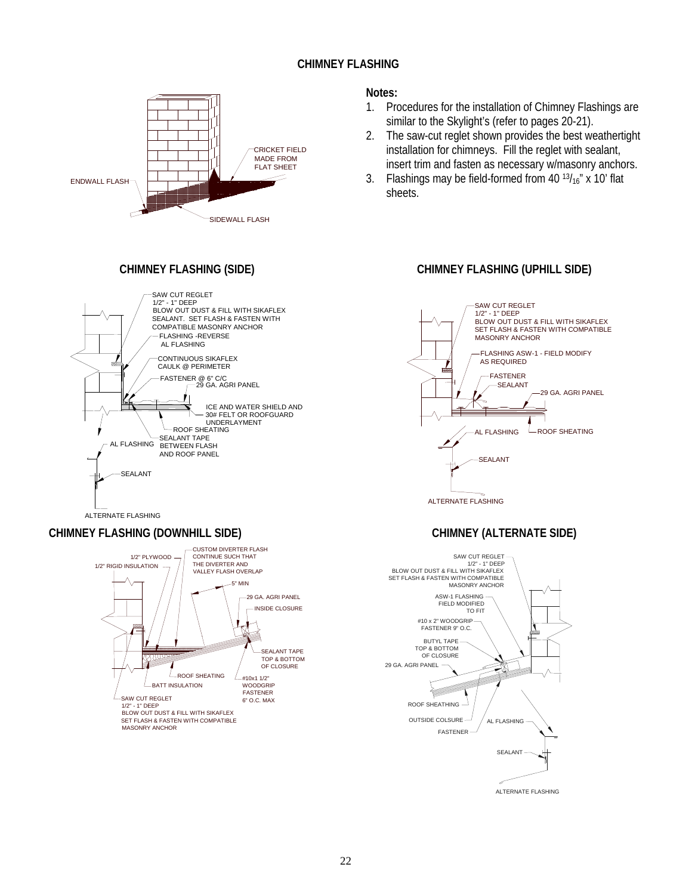## CHIMNEY FLASHING

CRICKET FIELD MADE FROM FLAT SHEET

ENDWALL FLASH

SIDEWALL FLASH

**Notes:**

1. Procedures for the installation of Chimney Flashings are similar to the Skylight's (refer to pages 20-21).
2. The saw-cut reglet shown provides the best weathertight installation for chimneys. Fill the reglet with sealant, insert trim and fasten as necessary w/masonry anchors.
3. Flashings may be field-formed from 40 13/16" x 10' flat sheets.

### CHIMNEY FLASHING (SIDE)

SAW CUT REGLET 1/2" - 1" DEEP BLOW OUT DUST & FILL WITH SIKAFLEX SEALANT. SET FLASH & FASTEN WITH COMPATIBLE MASONRY ANCHOR

FLASHING -REVERSE AL FLASHING

CONTINUOUS SIKAFLEX CAULK @ PERIMETER

FASTENER @ 6" C/C

29 GA. AGRI PANEL

ICE AND WATER SHIELD AND 30# FELT OR ROOFGUARD UNDERLAYMENT

ROOF SHEATING

SEALANT TAPE BETWEEN FLASH AND ROOF PANEL

AL FLASHING

SEALANT

ALTERNATE FLASHING

### CHIMNEY FLASHING (UPHILL SIDE)

SAW CUT REGLET 1/2" - 1" DEEP BLOW OUT DUST & FILL WITH SIKAFLEX SET FLASH & FASTEN WITH COMPATIBLE MASONRY ANCHOR

FLASHING ASW-1 - FIELD MODIFY AS REQUIRED

FASTENER

SEALANT

29 GA. AGRI PANEL

AL FLASHING

ROOF SHEATING

SEALANT

ALTERNATE FLASHING

### CHIMNEY FLASHING (DOWNHILL SIDE)

1/2" PLYWOOD

1/2" RIGID INSULATION

CUSTOM DIVERTER FLASH CONTINUE SUCH THAT THE DIVERTER AND VALLEY FLASH OVERLAP

5" MIN

29 GA. AGRI PANEL

INSIDE CLOSURE

SEALANT TAPE TOP & BOTTOM OF CLOSURE

ROOF SHEATING

BATT INSULATION

#10x1 1/2" WOODGRIP FASTENER 6" O.C. MAX

SAW CUT REGLET 1/2" - 1" DEEP BLOW OUT DUST & FILL WITH SIKAFLEX SET FLASH & FASTEN WITH COMPATIBLE MASONRY ANCHOR

### CHIMNEY (ALTERNATE SIDE)

SAW CUT REGLET 1/2" - 1" DEEP BLOW OUT DUST & FILL WITH SIKAFLEX SET FLASH & FASTEN WITH COMPATIBLE MASONRY ANCHOR

ASW-1 FLASHING FIELD MODIFIED TO FIT

#10 x 2" WOODGRIP FASTENER 9" O.C.

BUTYL TAPE TOP & BOTTOM OF CLOSURE

29 GA. AGRI PANEL

ROOF SHEATHING

OUTSIDE COLSURE

FASTENER

AL FLASHING

SEALANT

ALTERNATE FLASHING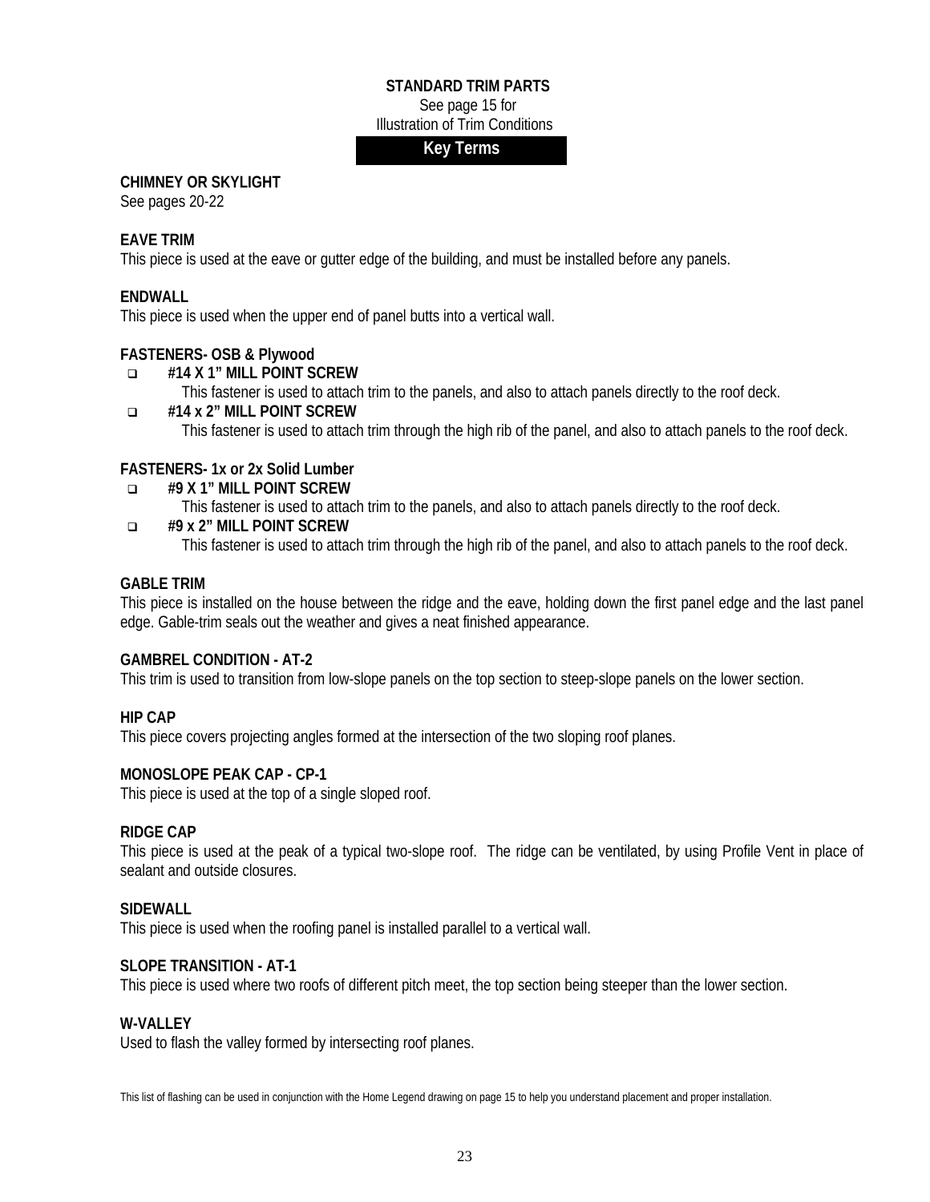# STANDARD TRIM PARTS

See page 15 for
Illustration of Trim Conditions

## Key Terms

**CHIMNEY OR SKYLIGHT**
See pages 20-22

**EAVE TRIM**
This piece is used at the eave or gutter edge of the building, and must be installed before any panels.

**ENDWALL**
This piece is used when the upper end of panel butts into a vertical wall.

**FASTENERS- OSB & Plywood**

- **#14 X 1" MILL POINT SCREW**
  This fastener is used to attach trim to the panels, and also to attach panels directly to the roof deck.
- **#14 x 2" MILL POINT SCREW**
  This fastener is used to attach trim through the high rib of the panel, and also to attach panels to the roof deck.

**FASTENERS- 1x or 2x Solid Lumber**

- **#9 X 1" MILL POINT SCREW**
  This fastener is used to attach trim to the panels, and also to attach panels directly to the roof deck.
- **#9 x 2" MILL POINT SCREW**
  This fastener is used to attach trim through the high rib of the panel, and also to attach panels to the roof deck.

**GABLE TRIM**
This piece is installed on the house between the ridge and the eave, holding down the first panel edge and the last panel edge. Gable-trim seals out the weather and gives a neat finished appearance.

**GAMBREL CONDITION - AT-2**
This trim is used to transition from low-slope panels on the top section to steep-slope panels on the lower section.

**HIP CAP**
This piece covers projecting angles formed at the intersection of the two sloping roof planes.

**MONOSLOPE PEAK CAP - CP-1**
This piece is used at the top of a single sloped roof.

**RIDGE CAP**
This piece is used at the peak of a typical two-slope roof. The ridge can be ventilated, by using Profile Vent in place of sealant and outside closures.

**SIDEWALL**
This piece is used when the roofing panel is installed parallel to a vertical wall.

**SLOPE TRANSITION - AT-1**
This piece is used where two roofs of different pitch meet, the top section being steeper than the lower section.

**W-VALLEY**
Used to flash the valley formed by intersecting roof planes.

This list of flashing can be used in conjunction with the Home Legend drawing on page 15 to help you understand placement and proper installation.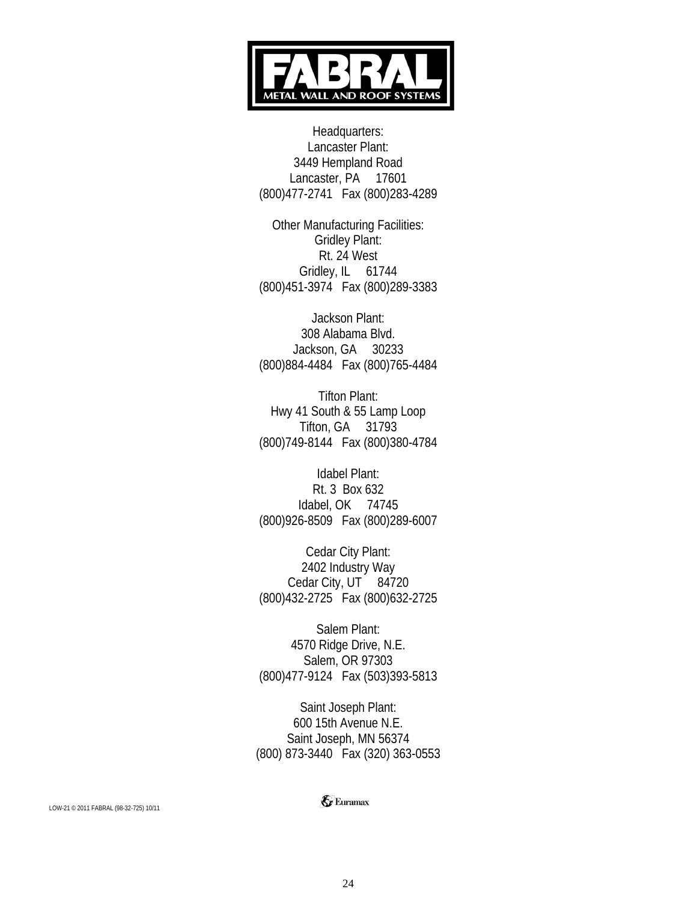**FABRAL**
**METAL WALL AND ROOF SYSTEMS**

Headquarters:
Lancaster Plant:
3449 Hempland Road
Lancaster, PA 17601
(800)477-2741 Fax (800)283-4289

Other Manufacturing Facilities:
Gridley Plant:
Rt. 24 West
Gridley, IL 61744
(800)451-3974 Fax (800)289-3383

Jackson Plant:
308 Alabama Blvd.
Jackson, GA 30233
(800)884-4484 Fax (800)765-4484

Tifton Plant:
Hwy 41 South & 55 Lamp Loop
Tifton, GA 31793
(800)749-8144 Fax (800)380-4784

Idabel Plant:
Rt. 3 Box 632
Idabel, OK 74745
(800)926-8509 Fax (800)289-6007

Cedar City Plant:
2402 Industry Way
Cedar City, UT 84720
(800)432-2725 Fax (800)632-2725

Salem Plant:
4570 Ridge Drive, N.E.
Salem, OR 97303
(800)477-9124 Fax (503)393-5813

Saint Joseph Plant:
600 15th Avenue N.E.
Saint Joseph, MN 56374
(800) 873-3440 Fax (320) 363-0553

Euramax

LOW-21 © 2011 FABRAL (98-32-725) 10/11